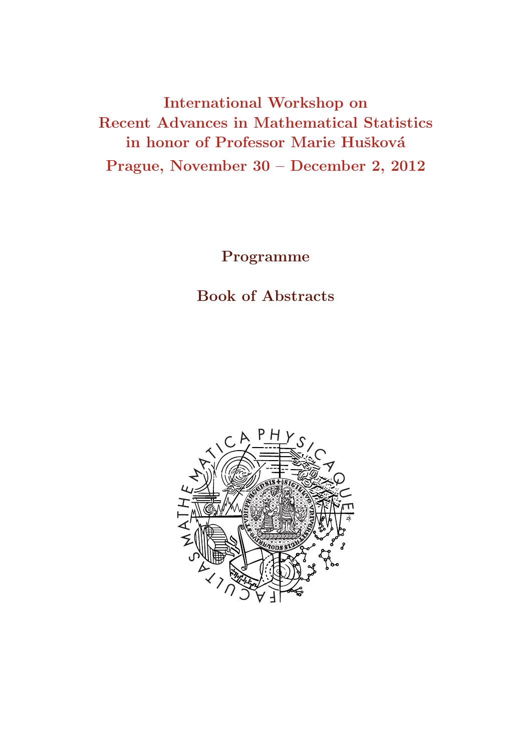# International Workshop on Recent Advances in Mathematical Statistics in honor of Professor Marie Hušková

## Prague, November 30 – December 2, 2012

## Programme

## Book of Abstracts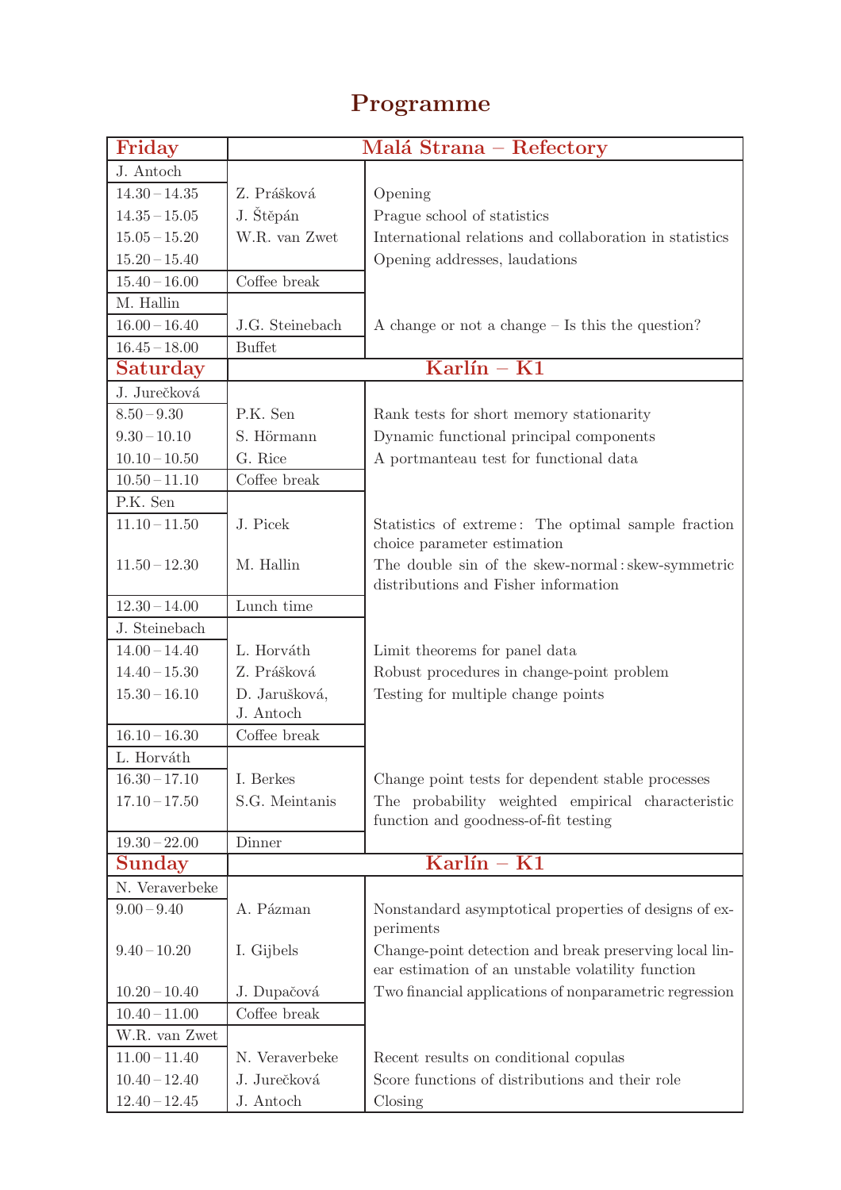# Programme

| **Friday** | **Malá Strana – Refectory** | |
|---|---|---|
| J. Antoch | | |
| 14.30 – 14.35 | Z. Prášková | Opening |
| 14.35 – 15.05 | J. Štěpán | Prague school of statistics |
| 15.05 – 15.20 | W.R. van Zwet | International relations and collaboration in statistics |
| 15.20 – 15.40 | | Opening addresses, laudations |
| 15.40 – 16.00 | Coffee break | |
| M. Hallin | | |
| 16.00 – 16.40 | J.G. Steinebach | A change or not a change – Is this the question? |
| 16.45 – 18.00 | Buffet | |
| **Saturday** | **Karlín – K1** | |
| J. Jurečková | | |
| 8.50 – 9.30 | P.K. Sen | Rank tests for short memory stationarity |
| 9.30 – 10.10 | S. Hörmann | Dynamic functional principal components |
| 10.10 – 10.50 | G. Rice | A portmanteau test for functional data |
| 10.50 – 11.10 | Coffee break | |
| P.K. Sen | | |
| 11.10 – 11.50 | J. Picek | Statistics of extreme: The optimal sample fraction choice parameter estimation |
| 11.50 – 12.30 | M. Hallin | The double sin of the skew-normal: skew-symmetric distributions and Fisher information |
| 12.30 – 14.00 | Lunch time | |
| J. Steinebach | | |
| 14.00 – 14.40 | L. Horváth | Limit theorems for panel data |
| 14.40 – 15.30 | Z. Prášková | Robust procedures in change-point problem |
| 15.30 – 16.10 | D. Jarušková, J. Antoch | Testing for multiple change points |
| 16.10 – 16.30 | Coffee break | |
| L. Horváth | | |
| 16.30 – 17.10 | I. Berkes | Change point tests for dependent stable processes |
| 17.10 – 17.50 | S.G. Meintanis | The probability weighted empirical characteristic function and goodness-of-fit testing |
| 19.30 – 22.00 | Dinner | |
| **Sunday** | **Karlín – K1** | |
| N. Veraverbeke | | |
| 9.00 – 9.40 | A. Pázman | Nonstandard asymptotical properties of designs of experiments |
| 9.40 – 10.20 | I. Gijbels | Change-point detection and break preserving local linear estimation of an unstable volatility function |
| 10.20 – 10.40 | J. Dupačová | Two financial applications of nonparametric regression |
| 10.40 – 11.00 | Coffee break | |
| W.R. van Zwet | | |
| 11.00 – 11.40 | N. Veraverbeke | Recent results on conditional copulas |
| 10.40 – 12.40 | J. Jurečková | Score functions of distributions and their role |
| 12.40 – 12.45 | J. Antoch | Closing |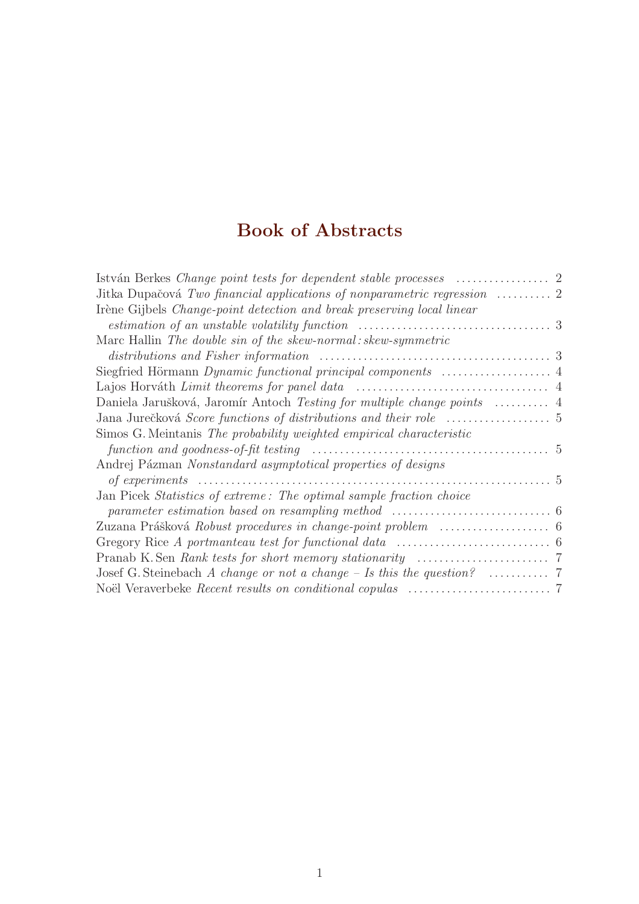# Book of Abstracts

István Berkes *Change point tests for dependent stable processes* .................. 2
Jitka Dupačová *Two financial applications of nonparametric regression* .......... 2
Irène Gijbels *Change-point detection and break preserving local linear estimation of an unstable volatility function* .................................... 3
Marc Hallin *The double sin of the skew-normal : skew-symmetric distributions and Fisher information* .......................................... 3
Siegfried Hörmann *Dynamic functional principal components* .................... 4
Lajos Horváth *Limit theorems for panel data* .................................... 4
Daniela Jarušková, Jaromír Antoch *Testing for multiple change points* .......... 4
Jana Jurečková *Score functions of distributions and their role* ................... 5
Simos G. Meintanis *The probability weighted empirical characteristic function and goodness-of-fit testing* ............................................ 5
Andrej Pázman *Nonstandard asymptotical properties of designs of experiments* ................................................................ 5
Jan Picek *Statistics of extreme : The optimal sample fraction choice parameter estimation based on resampling method* ............................ 6
Zuzana Prášková *Robust procedures in change-point problem* .................... 6
Gregory Rice *A portmanteau test for functional data* ............................ 6
Pranab K. Sen *Rank tests for short memory stationarity* ........................ 7
Josef G. Steinebach *A change or not a change – Is this the question?* ........... 7
Noël Veraverbeke *Recent results on conditional copulas* .......................... 7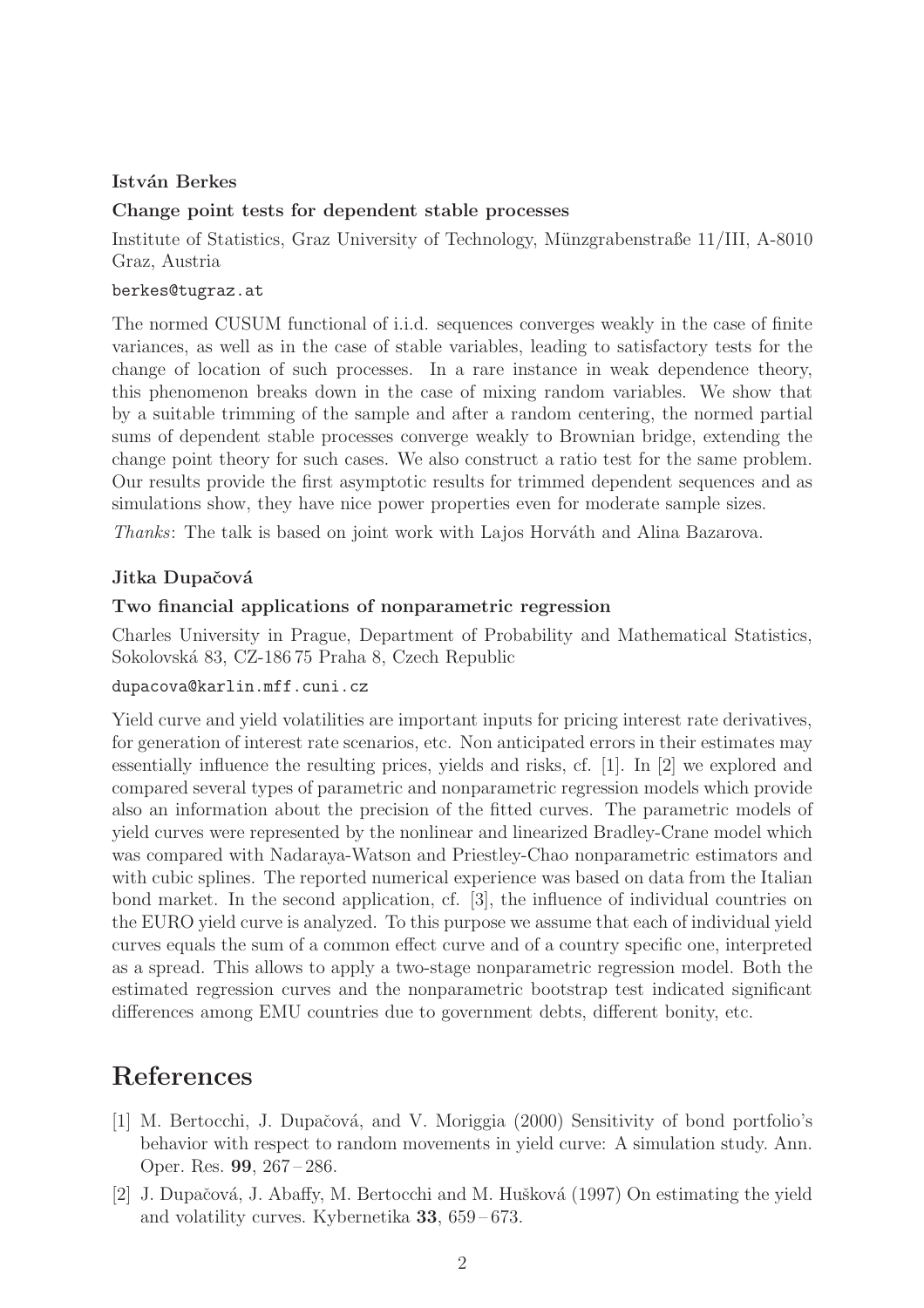**István Berkes**

**Change point tests for dependent stable processes**

Institute of Statistics, Graz University of Technology, Münzgrabenstraße 11/III, A-8010 Graz, Austria

berkes@tugraz.at

The normed CUSUM functional of i.i.d. sequences converges weakly in the case of finite variances, as well as in the case of stable variables, leading to satisfactory tests for the change of location of such processes. In a rare instance in weak dependence theory, this phenomenon breaks down in the case of mixing random variables. We show that by a suitable trimming of the sample and after a random centering, the normed partial sums of dependent stable processes converge weakly to Brownian bridge, extending the change point theory for such cases. We also construct a ratio test for the same problem. Our results provide the first asymptotic results for trimmed dependent sequences and as simulations show, they have nice power properties even for moderate sample sizes.

*Thanks*: The talk is based on joint work with Lajos Horváth and Alina Bazarova.

**Jitka Dupačová**

**Two financial applications of nonparametric regression**

Charles University in Prague, Department of Probability and Mathematical Statistics, Sokolovská 83, CZ-186 75 Praha 8, Czech Republic

dupacova@karlin.mff.cuni.cz

Yield curve and yield volatilities are important inputs for pricing interest rate derivatives, for generation of interest rate scenarios, etc. Non anticipated errors in their estimates may essentially influence the resulting prices, yields and risks, cf. [1]. In [2] we explored and compared several types of parametric and nonparametric regression models which provide also an information about the precision of the fitted curves. The parametric models of yield curves were represented by the nonlinear and linearized Bradley-Crane model which was compared with Nadaraya-Watson and Priestley-Chao nonparametric estimators and with cubic splines. The reported numerical experience was based on data from the Italian bond market. In the second application, cf. [3], the influence of individual countries on the EURO yield curve is analyzed. To this purpose we assume that each of individual yield curves equals the sum of a common effect curve and of a country specific one, interpreted as a spread. This allows to apply a two-stage nonparametric regression model. Both the estimated regression curves and the nonparametric bootstrap test indicated significant differences among EMU countries due to government debts, different bonity, etc.

# References

[1] M. Bertocchi, J. Dupačová, and V. Moriggia (2000) Sensitivity of bond portfolio's behavior with respect to random movements in yield curve: A simulation study. Ann. Oper. Res. **99**, 267 – 286.

[2] J. Dupačová, J. Abaffy, M. Bertocchi and M. Hušková (1997) On estimating the yield and volatility curves. Kybernetika **33**, 659 – 673.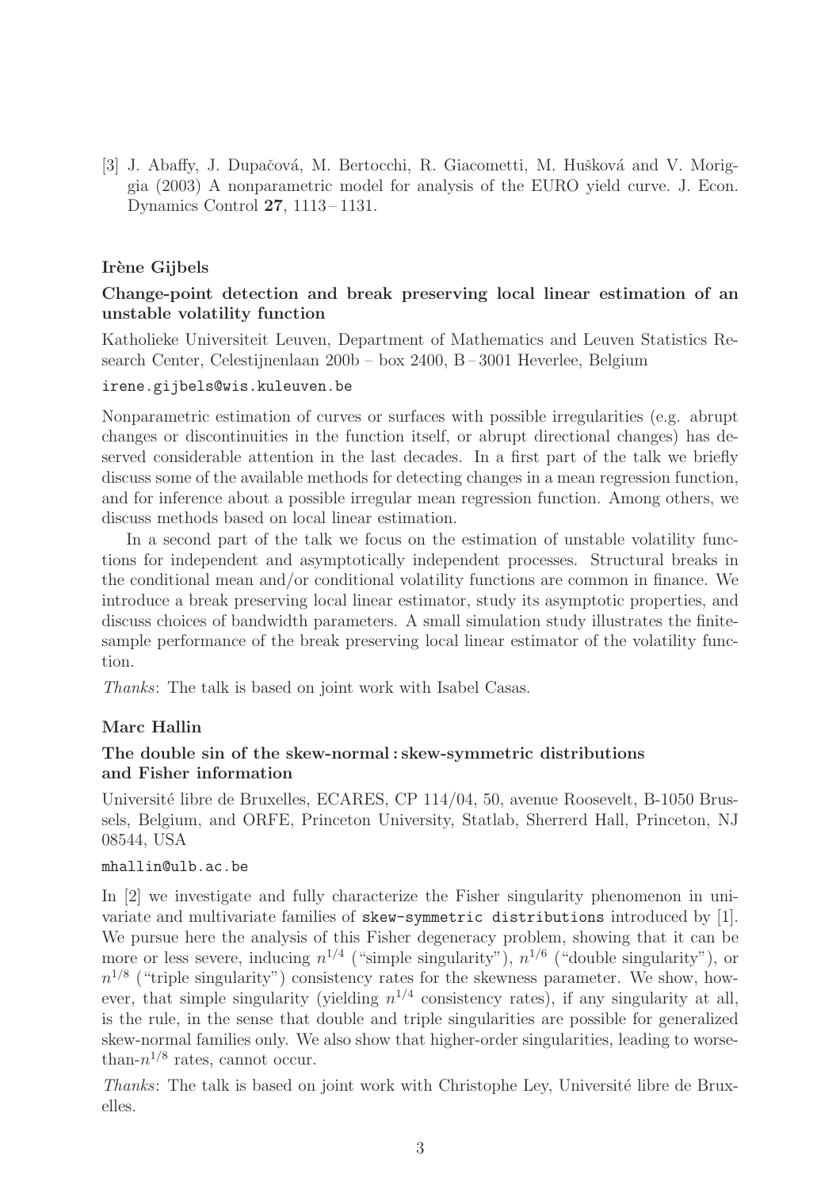[3] J. Abaffy, J. Dupačová, M. Bertocchi, R. Giacometti, M. Hušková and V. Moriggia (2003) A nonparametric model for analysis of the EURO yield curve. J. Econ. Dynamics Control **27**, 1113 – 1131.

### Irène Gijbels

#### Change-point detection and break preserving local linear estimation of an unstable volatility function

Katholieke Universiteit Leuven, Department of Mathematics and Leuven Statistics Research Center, Celestijnenlaan 200b – box 2400, B – 3001 Heverlee, Belgium

`irene.gijbels@wis.kuleuven.be`

Nonparametric estimation of curves or surfaces with possible irregularities (e.g. abrupt changes or discontinuities in the function itself, or abrupt directional changes) has deserved considerable attention in the last decades. In a first part of the talk we briefly discuss some of the available methods for detecting changes in a mean regression function, and for inference about a possible irregular mean regression function. Among others, we discuss methods based on local linear estimation.

In a second part of the talk we focus on the estimation of unstable volatility functions for independent and asymptotically independent processes. Structural breaks in the conditional mean and/or conditional volatility functions are common in finance. We introduce a break preserving local linear estimator, study its asymptotic properties, and discuss choices of bandwidth parameters. A small simulation study illustrates the finite-sample performance of the break preserving local linear estimator of the volatility function.

*Thanks*: The talk is based on joint work with Isabel Casas.

### Marc Hallin

#### The double sin of the skew-normal : skew-symmetric distributions and Fisher information

Université libre de Bruxelles, ECARES, CP 114/04, 50, avenue Roosevelt, B-1050 Brussels, Belgium, and ORFE, Princeton University, Statlab, Sherrerd Hall, Princeton, NJ 08544, USA

`mhallin@ulb.ac.be`

In [2] we investigate and fully characterize the Fisher singularity phenomenon in univariate and multivariate families of `skew-symmetric distributions` introduced by [1]. We pursue here the analysis of this Fisher degeneracy problem, showing that it can be more or less severe, inducing $n^{1/4}$ ("simple singularity"), $n^{1/6}$ ("double singularity"), or $n^{1/8}$ ("triple singularity") consistency rates for the skewness parameter. We show, however, that simple singularity (yielding $n^{1/4}$ consistency rates), if any singularity at all, is the rule, in the sense that double and triple singularities are possible for generalized skew-normal families only. We also show that higher-order singularities, leading to worse-than-$n^{1/8}$ rates, cannot occur.

*Thanks*: The talk is based on joint work with Christophe Ley, Université libre de Bruxelles.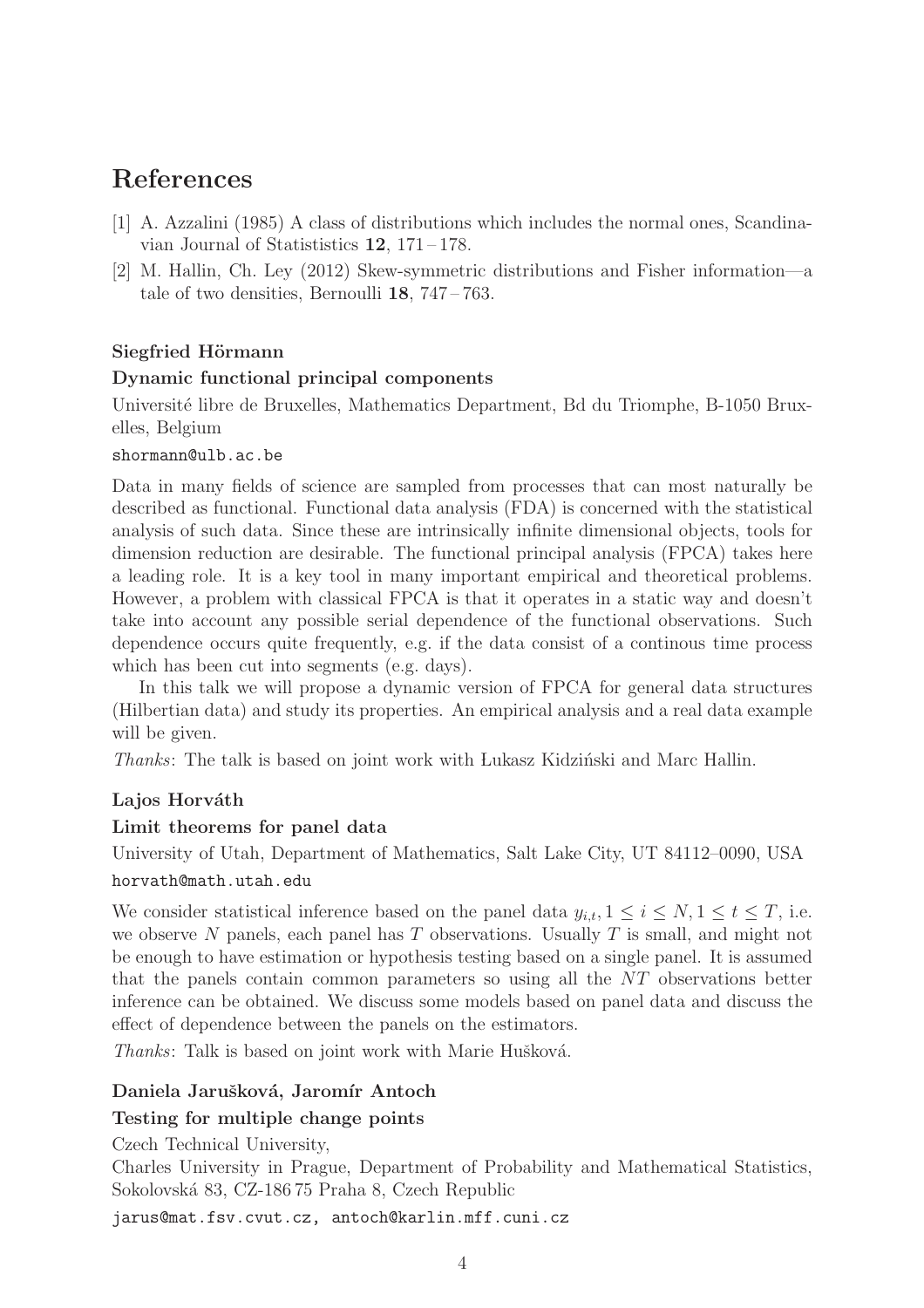## References

[1] A. Azzalini (1985) A class of distributions which includes the normal ones, Scandinavian Journal of Statististics **12**, 171 – 178.

[2] M. Hallin, Ch. Ley (2012) Skew-symmetric distributions and Fisher information—a tale of two densities, Bernoulli **18**, 747 – 763.

### Siegfried Hörmann

### Dynamic functional principal components

Université libre de Bruxelles, Mathematics Department, Bd du Triomphe, B-1050 Bruxelles, Belgium

shormann@ulb.ac.be

Data in many fields of science are sampled from processes that can most naturally be described as functional. Functional data analysis (FDA) is concerned with the statistical analysis of such data. Since these are intrinsically infinite dimensional objects, tools for dimension reduction are desirable. The functional principal analysis (FPCA) takes here a leading role. It is a key tool in many important empirical and theoretical problems. However, a problem with classical FPCA is that it operates in a static way and doesn't take into account any possible serial dependence of the functional observations. Such dependence occurs quite frequently, e.g. if the data consist of a continous time process which has been cut into segments (e.g. days).

In this talk we will propose a dynamic version of FPCA for general data structures (Hilbertian data) and study its properties. An empirical analysis and a real data example will be given.

*Thanks*: The talk is based on joint work with Łukasz Kidziński and Marc Hallin.

### Lajos Horváth

### Limit theorems for panel data

University of Utah, Department of Mathematics, Salt Lake City, UT 84112–0090, USA

horvath@math.utah.edu

We consider statistical inference based on the panel data $y_{i,t}, 1 \le i \le N, 1 \le t \le T$, i.e. we observe $N$ panels, each panel has $T$ observations. Usually $T$ is small, and might not be enough to have estimation or hypothesis testing based on a single panel. It is assumed that the panels contain common parameters so using all the $NT$ observations better inference can be obtained. We discuss some models based on panel data and discuss the effect of dependence between the panels on the estimators.

*Thanks*: Talk is based on joint work with Marie Hušková.

### Daniela Jarušková, Jaromír Antoch

### Testing for multiple change points

Czech Technical University,

Charles University in Prague, Department of Probability and Mathematical Statistics, Sokolovská 83, CZ-186 75 Praha 8, Czech Republic

jarus@mat.fsv.cvut.cz, antoch@karlin.mff.cuni.cz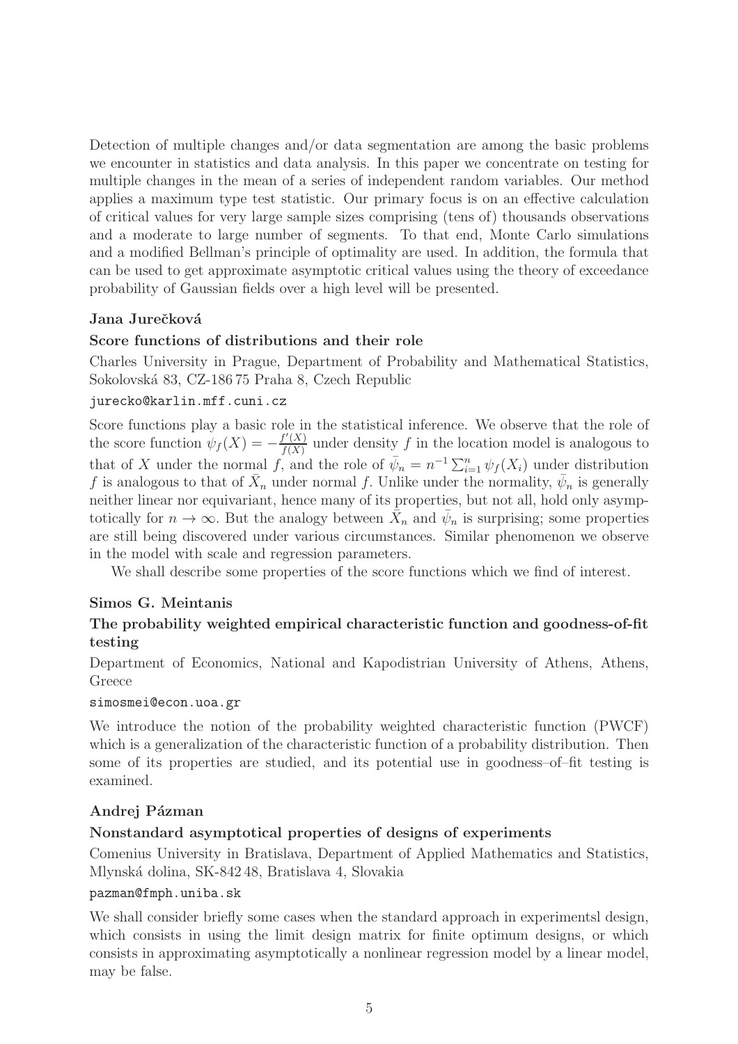Detection of multiple changes and/or data segmentation are among the basic problems we encounter in statistics and data analysis. In this paper we concentrate on testing for multiple changes in the mean of a series of independent random variables. Our method applies a maximum type test statistic. Our primary focus is on an effective calculation of critical values for very large sample sizes comprising (tens of) thousands observations and a moderate to large number of segments. To that end, Monte Carlo simulations and a modified Bellman's principle of optimality are used. In addition, the formula that can be used to get approximate asymptotic critical values using the theory of exceedance probability of Gaussian fields over a high level will be presented.

**Jana Jurečková**

**Score functions of distributions and their role**

Charles University in Prague, Department of Probability and Mathematical Statistics, Sokolovská 83, CZ-186 75 Praha 8, Czech Republic

jurecko@karlin.mff.cuni.cz

Score functions play a basic role in the statistical inference. We observe that the role of the score function $\psi_f(X) = -\frac{f'(X)}{f(X)}$ under density $f$ in the location model is analogous to that of $X$ under the normal $f$, and the role of $\bar{\psi}_n = n^{-1}\sum_{i=1}^{n}\psi_f(X_i)$ under distribution $f$ is analogous to that of $\bar{X}_n$ under normal $f$. Unlike under the normality, $\bar{\psi}_n$ is generally neither linear nor equivariant, hence many of its properties, but not all, hold only asymptotically for $n \to \infty$. But the analogy between $\bar{X}_n$ and $\bar{\psi}_n$ is surprising; some properties are still being discovered under various circumstances. Similar phenomenon we observe in the model with scale and regression parameters.

We shall describe some properties of the score functions which we find of interest.

**Simos G. Meintanis**

**The probability weighted empirical characteristic function and goodness-of-fit testing**

Department of Economics, National and Kapodistrian University of Athens, Athens, Greece

simosmei@econ.uoa.gr

We introduce the notion of the probability weighted characteristic function (PWCF) which is a generalization of the characteristic function of a probability distribution. Then some of its properties are studied, and its potential use in goodness–of–fit testing is examined.

**Andrej Pázman**

**Nonstandard asymptotical properties of designs of experiments**

Comenius University in Bratislava, Department of Applied Mathematics and Statistics, Mlynská dolina, SK-842 48, Bratislava 4, Slovakia

pazman@fmph.uniba.sk

We shall consider briefly some cases when the standard approach in experimentsl design, which consists in using the limit design matrix for finite optimum designs, or which consists in approximating asymptotically a nonlinear regression model by a linear model, may be false.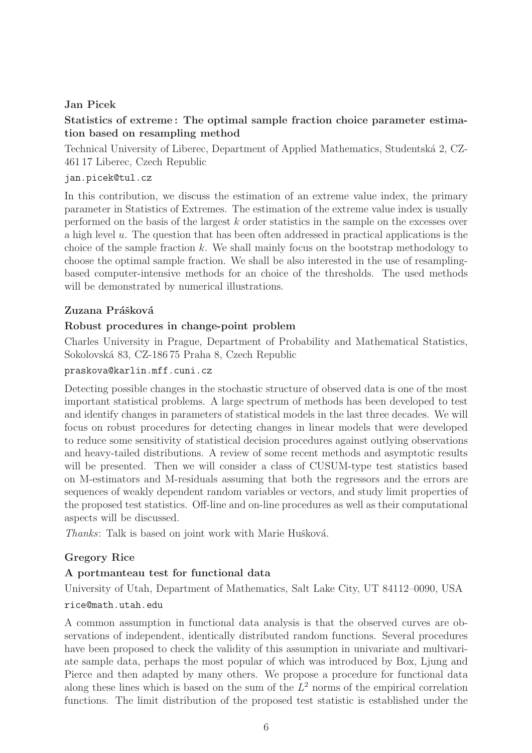**Jan Picek**

**Statistics of extreme : The optimal sample fraction choice parameter estimation based on resampling method**

Technical University of Liberec, Department of Applied Mathematics, Studentská 2, CZ-461 17 Liberec, Czech Republic

jan.picek@tul.cz

In this contribution, we discuss the estimation of an extreme value index, the primary parameter in Statistics of Extremes. The estimation of the extreme value index is usually performed on the basis of the largest $k$ order statistics in the sample on the excesses over a high level $u$. The question that has been often addressed in practical applications is the choice of the sample fraction $k$. We shall mainly focus on the bootstrap methodology to choose the optimal sample fraction. We shall be also interested in the use of resampling-based computer-intensive methods for an choice of the thresholds. The used methods will be demonstrated by numerical illustrations.

**Zuzana Prášková**

**Robust procedures in change-point problem**

Charles University in Prague, Department of Probability and Mathematical Statistics, Sokolovská 83, CZ-186 75 Praha 8, Czech Republic

praskova@karlin.mff.cuni.cz

Detecting possible changes in the stochastic structure of observed data is one of the most important statistical problems. A large spectrum of methods has been developed to test and identify changes in parameters of statistical models in the last three decades. We will focus on robust procedures for detecting changes in linear models that were developed to reduce some sensitivity of statistical decision procedures against outlying observations and heavy-tailed distributions. A review of some recent methods and asymptotic results will be presented. Then we will consider a class of CUSUM-type test statistics based on M-estimators and M-residuals assuming that both the regressors and the errors are sequences of weakly dependent random variables or vectors, and study limit properties of the proposed test statistics. Off-line and on-line procedures as well as their computational aspects will be discussed.

*Thanks*: Talk is based on joint work with Marie Hušková.

**Gregory Rice**

**A portmanteau test for functional data**

University of Utah, Department of Mathematics, Salt Lake City, UT 84112–0090, USA

rice@math.utah.edu

A common assumption in functional data analysis is that the observed curves are observations of independent, identically distributed random functions. Several procedures have been proposed to check the validity of this assumption in univariate and multivariate sample data, perhaps the most popular of which was introduced by Box, Ljung and Pierce and then adapted by many others. We propose a procedure for functional data along these lines which is based on the sum of the $L^2$ norms of the empirical correlation functions. The limit distribution of the proposed test statistic is established under the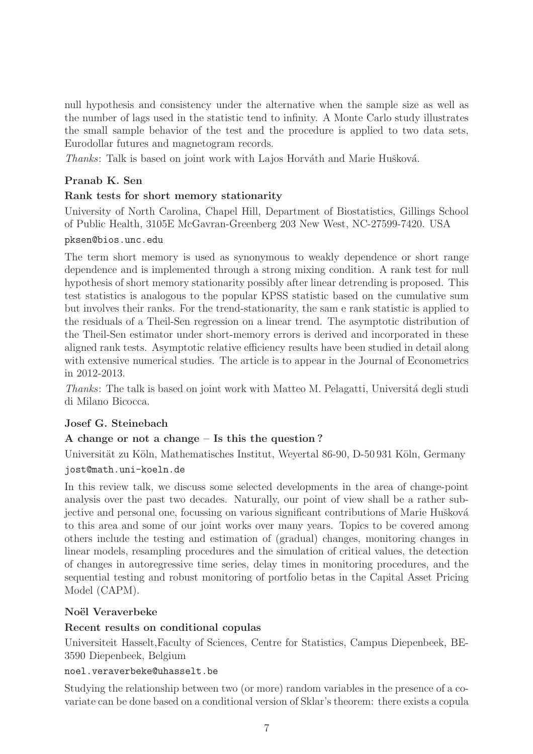null hypothesis and consistency under the alternative when the sample size as well as the number of lags used in the statistic tend to infinity. A Monte Carlo study illustrates the small sample behavior of the test and the procedure is applied to two data sets, Eurodollar futures and magnetogram records.

*Thanks*: Talk is based on joint work with Lajos Horváth and Marie Hušková.

**Pranab K. Sen**

**Rank tests for short memory stationarity**

University of North Carolina, Chapel Hill, Department of Biostatistics, Gillings School of Public Health, 3105E McGavran-Greenberg 203 New West, NC-27599-7420. USA

`pksen@bios.unc.edu`

The term short memory is used as synonymous to weakly dependence or short range dependence and is implemented through a strong mixing condition. A rank test for null hypothesis of short memory stationarity possibly after linear detrending is proposed. This test statistics is analogous to the popular KPSS statistic based on the cumulative sum but involves their ranks. For the trend-stationarity, the sam e rank statistic is applied to the residuals of a Theil-Sen regression on a linear trend. The asymptotic distribution of the Theil-Sen estimator under short-memory errors is derived and incorporated in these aligned rank tests. Asymptotic relative efficiency results have been studied in detail along with extensive numerical studies. The article is to appear in the Journal of Econometrics in 2012-2013.

*Thanks*: The talk is based on joint work with Matteo M. Pelagatti, Universitá degli studi di Milano Bicocca.

**Josef G. Steinebach**

**A change or not a change – Is this the question ?**

Universität zu Köln, Mathematisches Institut, Weyertal 86-90, D-50 931 Köln, Germany

`jost@math.uni-koeln.de`

In this review talk, we discuss some selected developments in the area of change-point analysis over the past two decades. Naturally, our point of view shall be a rather subjective and personal one, focussing on various significant contributions of Marie Hušková to this area and some of our joint works over many years. Topics to be covered among others include the testing and estimation of (gradual) changes, monitoring changes in linear models, resampling procedures and the simulation of critical values, the detection of changes in autoregressive time series, delay times in monitoring procedures, and the sequential testing and robust monitoring of portfolio betas in the Capital Asset Pricing Model (CAPM).

**Noël Veraverbeke**

**Recent results on conditional copulas**

Universiteit Hasselt,Faculty of Sciences, Centre for Statistics, Campus Diepenbeek, BE-3590 Diepenbeek, Belgium

`noel.veraverbeke@uhasselt.be`

Studying the relationship between two (or more) random variables in the presence of a covariate can be done based on a conditional version of Sklar's theorem: there exists a copula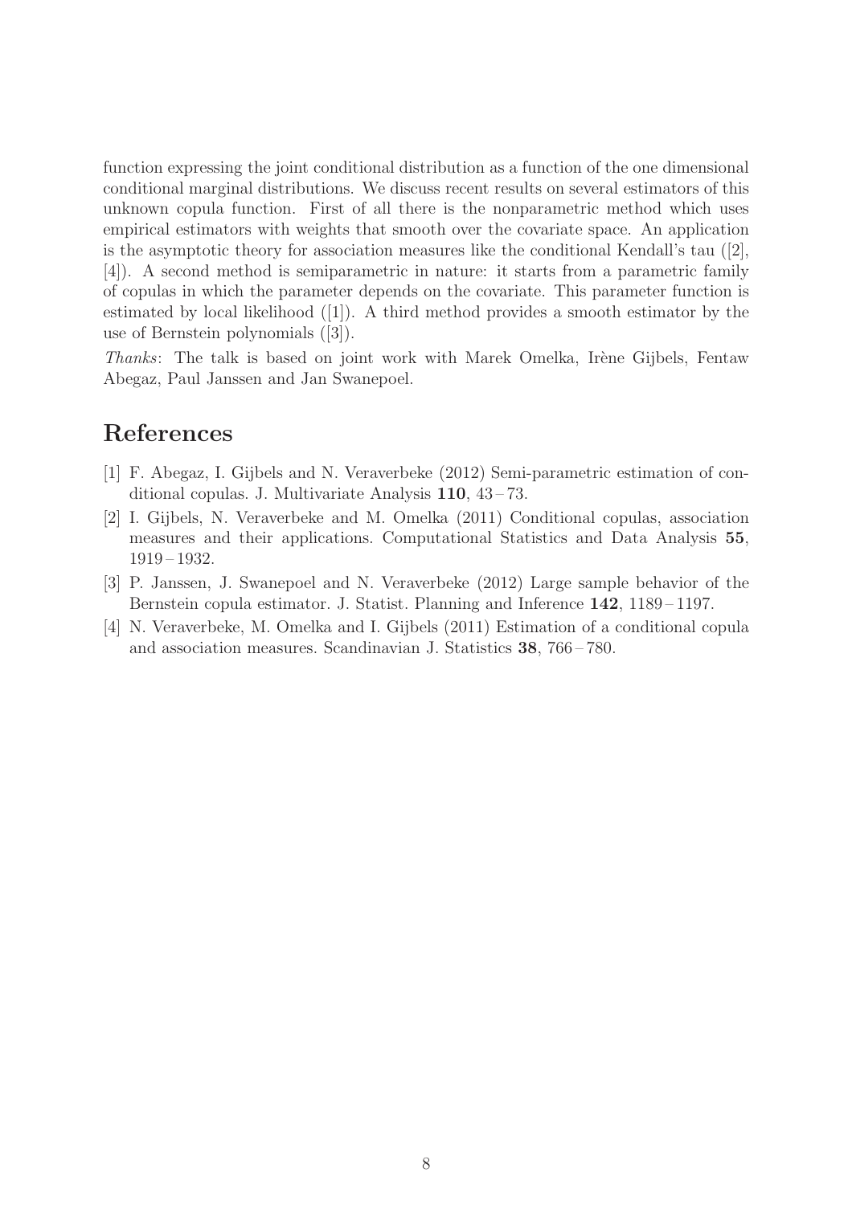function expressing the joint conditional distribution as a function of the one dimensional conditional marginal distributions. We discuss recent results on several estimators of this unknown copula function. First of all there is the nonparametric method which uses empirical estimators with weights that smooth over the covariate space. An application is the asymptotic theory for association measures like the conditional Kendall's tau ([2], [4]). A second method is semiparametric in nature: it starts from a parametric family of copulas in which the parameter depends on the covariate. This parameter function is estimated by local likelihood ([1]). A third method provides a smooth estimator by the use of Bernstein polynomials ([3]).

*Thanks*: The talk is based on joint work with Marek Omelka, Irène Gijbels, Fentaw Abegaz, Paul Janssen and Jan Swanepoel.

## References

[1] F. Abegaz, I. Gijbels and N. Veraverbeke (2012) Semi-parametric estimation of conditional copulas. J. Multivariate Analysis **110**, 43 – 73.

[2] I. Gijbels, N. Veraverbeke and M. Omelka (2011) Conditional copulas, association measures and their applications. Computational Statistics and Data Analysis **55**, 1919 – 1932.

[3] P. Janssen, J. Swanepoel and N. Veraverbeke (2012) Large sample behavior of the Bernstein copula estimator. J. Statist. Planning and Inference **142**, 1189 – 1197.

[4] N. Veraverbeke, M. Omelka and I. Gijbels (2011) Estimation of a conditional copula and association measures. Scandinavian J. Statistics **38**, 766 – 780.